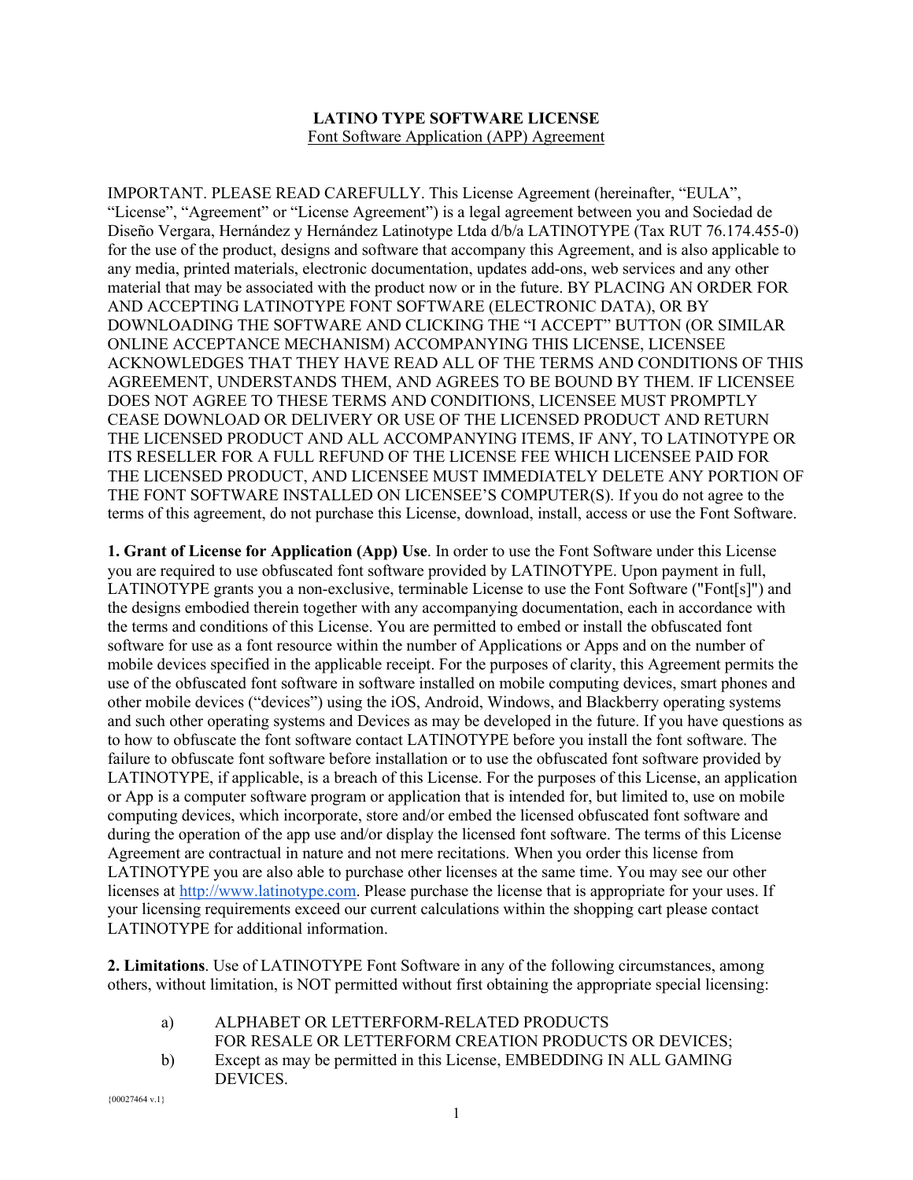**LATINO TYPE SOFTWARE LICENSE**
Font Software Application (APP) Agreement

IMPORTANT. PLEASE READ CAREFULLY. This License Agreement (hereinafter, "EULA", "License", "Agreement" or "License Agreement") is a legal agreement between you and Sociedad de Diseño Vergara, Hernández y Hernández Latinotype Ltda d/b/a LATINOTYPE (Tax RUT 76.174.455-0) for the use of the product, designs and software that accompany this Agreement, and is also applicable to any media, printed materials, electronic documentation, updates add-ons, web services and any other material that may be associated with the product now or in the future. BY PLACING AN ORDER FOR AND ACCEPTING LATINOTYPE FONT SOFTWARE (ELECTRONIC DATA), OR BY DOWNLOADING THE SOFTWARE AND CLICKING THE "I ACCEPT" BUTTON (OR SIMILAR ONLINE ACCEPTANCE MECHANISM) ACCOMPANYING THIS LICENSE, LICENSEE ACKNOWLEDGES THAT THEY HAVE READ ALL OF THE TERMS AND CONDITIONS OF THIS AGREEMENT, UNDERSTANDS THEM, AND AGREES TO BE BOUND BY THEM. IF LICENSEE DOES NOT AGREE TO THESE TERMS AND CONDITIONS, LICENSEE MUST PROMPTLY CEASE DOWNLOAD OR DELIVERY OR USE OF THE LICENSED PRODUCT AND RETURN THE LICENSED PRODUCT AND ALL ACCOMPANYING ITEMS, IF ANY, TO LATINOTYPE OR ITS RESELLER FOR A FULL REFUND OF THE LICENSE FEE WHICH LICENSEE PAID FOR THE LICENSED PRODUCT, AND LICENSEE MUST IMMEDIATELY DELETE ANY PORTION OF THE FONT SOFTWARE INSTALLED ON LICENSEE'S COMPUTER(S). If you do not agree to the terms of this agreement, do not purchase this License, download, install, access or use the Font Software.

**1. Grant of License for Application (App) Use**. In order to use the Font Software under this License you are required to use obfuscated font software provided by LATINOTYPE. Upon payment in full, LATINOTYPE grants you a non-exclusive, terminable License to use the Font Software ("Font[s]") and the designs embodied therein together with any accompanying documentation, each in accordance with the terms and conditions of this License. You are permitted to embed or install the obfuscated font software for use as a font resource within the number of Applications or Apps and on the number of mobile devices specified in the applicable receipt. For the purposes of clarity, this Agreement permits the use of the obfuscated font software in software installed on mobile computing devices, smart phones and other mobile devices ("devices") using the iOS, Android, Windows, and Blackberry operating systems and such other operating systems and Devices as may be developed in the future. If you have questions as to how to obfuscate the font software contact LATINOTYPE before you install the font software. The failure to obfuscate font software before installation or to use the obfuscated font software provided by LATINOTYPE, if applicable, is a breach of this License. For the purposes of this License, an application or App is a computer software program or application that is intended for, but limited to, use on mobile computing devices, which incorporate, store and/or embed the licensed obfuscated font software and during the operation of the app use and/or display the licensed font software. The terms of this License Agreement are contractual in nature and not mere recitations. When you order this license from LATINOTYPE you are also able to purchase other licenses at the same time. You may see our other licenses at http://www.latinotype.com. Please purchase the license that is appropriate for your uses. If your licensing requirements exceed our current calculations within the shopping cart please contact LATINOTYPE for additional information.

**2. Limitations**. Use of LATINOTYPE Font Software in any of the following circumstances, among others, without limitation, is NOT permitted without first obtaining the appropriate special licensing:

a) ALPHABET OR LETTERFORM-RELATED PRODUCTS FOR RESALE OR LETTERFORM CREATION PRODUCTS OR DEVICES;

b) Except as may be permitted in this License, EMBEDDING IN ALL GAMING DEVICES.

{00027464 v.1}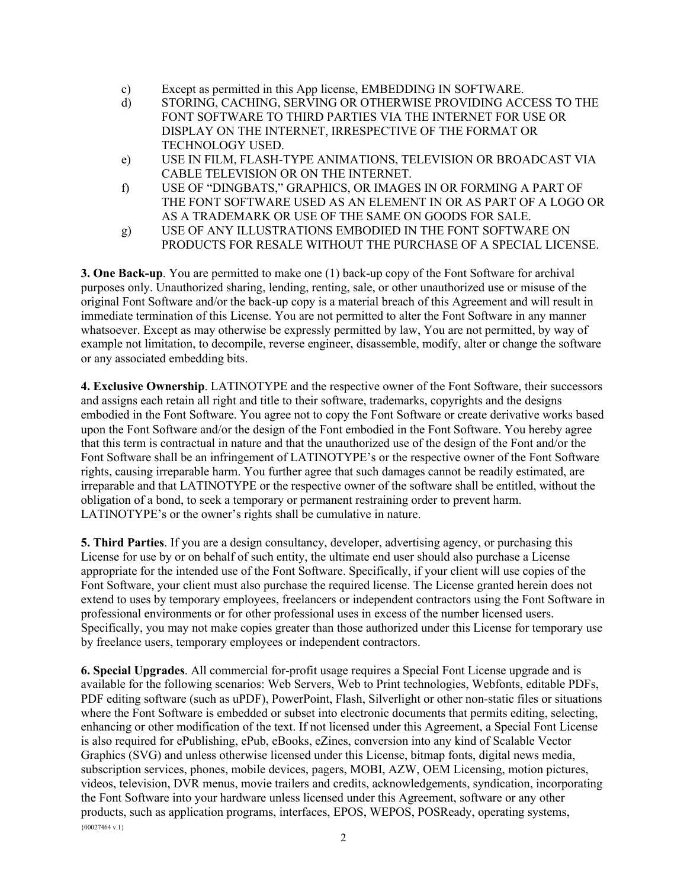c) Except as permitted in this App license, EMBEDDING IN SOFTWARE.

d) STORING, CACHING, SERVING OR OTHERWISE PROVIDING ACCESS TO THE FONT SOFTWARE TO THIRD PARTIES VIA THE INTERNET FOR USE OR DISPLAY ON THE INTERNET, IRRESPECTIVE OF THE FORMAT OR TECHNOLOGY USED.

e) USE IN FILM, FLASH-TYPE ANIMATIONS, TELEVISION OR BROADCAST VIA CABLE TELEVISION OR ON THE INTERNET.

f) USE OF "DINGBATS," GRAPHICS, OR IMAGES IN OR FORMING A PART OF THE FONT SOFTWARE USED AS AN ELEMENT IN OR AS PART OF A LOGO OR AS A TRADEMARK OR USE OF THE SAME ON GOODS FOR SALE.

g) USE OF ANY ILLUSTRATIONS EMBODIED IN THE FONT SOFTWARE ON PRODUCTS FOR RESALE WITHOUT THE PURCHASE OF A SPECIAL LICENSE.

**3. One Back-up**. You are permitted to make one (1) back-up copy of the Font Software for archival purposes only. Unauthorized sharing, lending, renting, sale, or other unauthorized use or misuse of the original Font Software and/or the back-up copy is a material breach of this Agreement and will result in immediate termination of this License. You are not permitted to alter the Font Software in any manner whatsoever. Except as may otherwise be expressly permitted by law, You are not permitted, by way of example not limitation, to decompile, reverse engineer, disassemble, modify, alter or change the software or any associated embedding bits.

**4. Exclusive Ownership**. LATINOTYPE and the respective owner of the Font Software, their successors and assigns each retain all right and title to their software, trademarks, copyrights and the designs embodied in the Font Software. You agree not to copy the Font Software or create derivative works based upon the Font Software and/or the design of the Font embodied in the Font Software. You hereby agree that this term is contractual in nature and that the unauthorized use of the design of the Font and/or the Font Software shall be an infringement of LATINOTYPE's or the respective owner of the Font Software rights, causing irreparable harm. You further agree that such damages cannot be readily estimated, are irreparable and that LATINOTYPE or the respective owner of the software shall be entitled, without the obligation of a bond, to seek a temporary or permanent restraining order to prevent harm. LATINOTYPE's or the owner's rights shall be cumulative in nature.

**5. Third Parties**. If you are a design consultancy, developer, advertising agency, or purchasing this License for use by or on behalf of such entity, the ultimate end user should also purchase a License appropriate for the intended use of the Font Software. Specifically, if your client will use copies of the Font Software, your client must also purchase the required license. The License granted herein does not extend to uses by temporary employees, freelancers or independent contractors using the Font Software in professional environments or for other professional uses in excess of the number licensed users. Specifically, you may not make copies greater than those authorized under this License for temporary use by freelance users, temporary employees or independent contractors.

**6. Special Upgrades**. All commercial for-profit usage requires a Special Font License upgrade and is available for the following scenarios: Web Servers, Web to Print technologies, Webfonts, editable PDFs, PDF editing software (such as uPDF), PowerPoint, Flash, Silverlight or other non-static files or situations where the Font Software is embedded or subset into electronic documents that permits editing, selecting, enhancing or other modification of the text. If not licensed under this Agreement, a Special Font License is also required for ePublishing, ePub, eBooks, eZines, conversion into any kind of Scalable Vector Graphics (SVG) and unless otherwise licensed under this License, bitmap fonts, digital news media, subscription services, phones, mobile devices, pagers, MOBI, AZW, OEM Licensing, motion pictures, videos, television, DVR menus, movie trailers and credits, acknowledgements, syndication, incorporating the Font Software into your hardware unless licensed under this Agreement, software or any other products, such as application programs, interfaces, EPOS, WEPOS, POSReady, operating systems,

{00027464 v.1}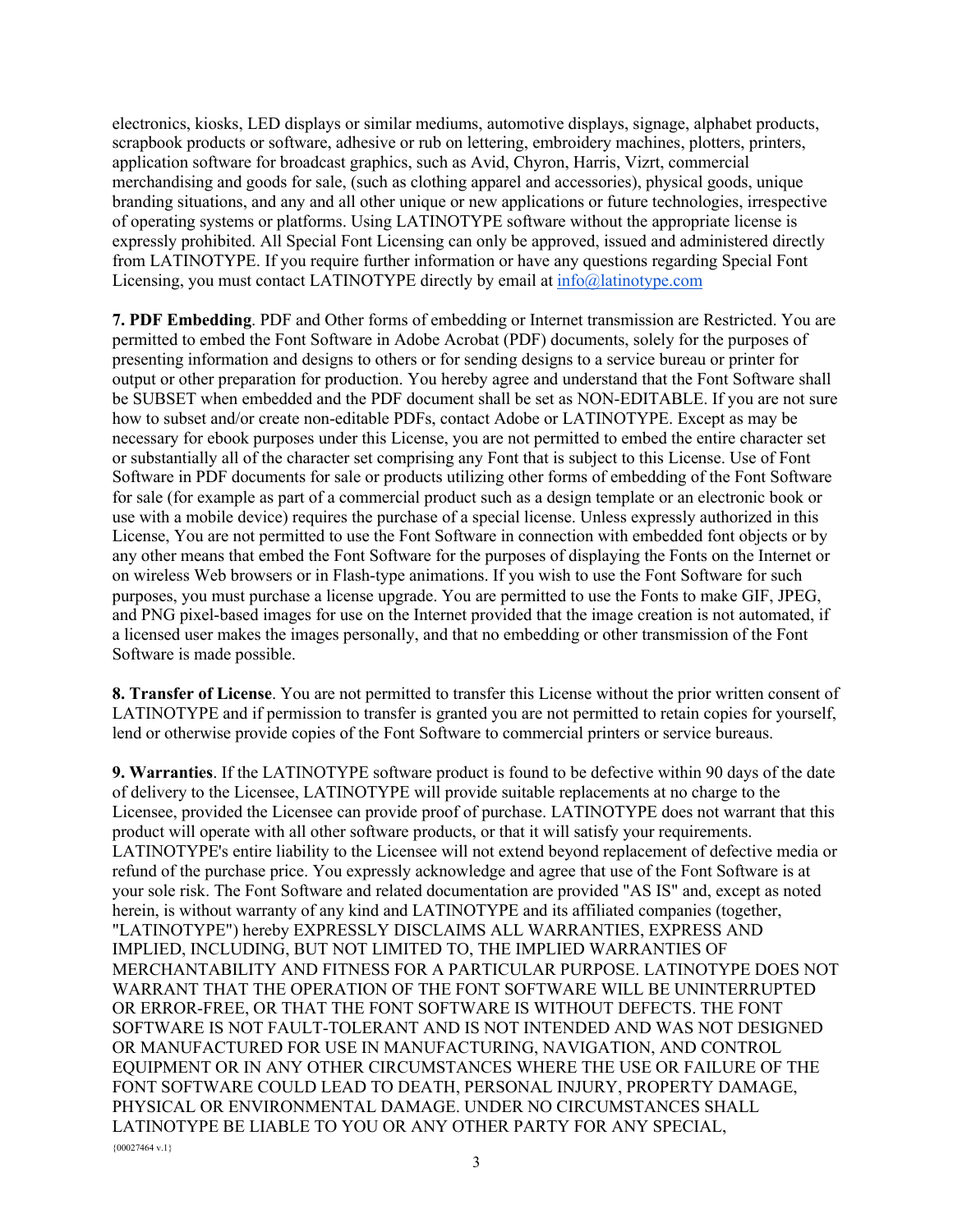electronics, kiosks, LED displays or similar mediums, automotive displays, signage, alphabet products, scrapbook products or software, adhesive or rub on lettering, embroidery machines, plotters, printers, application software for broadcast graphics, such as Avid, Chyron, Harris, Vizrt, commercial merchandising and goods for sale, (such as clothing apparel and accessories), physical goods, unique branding situations, and any and all other unique or new applications or future technologies, irrespective of operating systems or platforms. Using LATINOTYPE software without the appropriate license is expressly prohibited. All Special Font Licensing can only be approved, issued and administered directly from LATINOTYPE. If you require further information or have any questions regarding Special Font Licensing, you must contact LATINOTYPE directly by email at info@latinotype.com

**7. PDF Embedding**. PDF and Other forms of embedding or Internet transmission are Restricted. You are permitted to embed the Font Software in Adobe Acrobat (PDF) documents, solely for the purposes of presenting information and designs to others or for sending designs to a service bureau or printer for output or other preparation for production. You hereby agree and understand that the Font Software shall be SUBSET when embedded and the PDF document shall be set as NON-EDITABLE. If you are not sure how to subset and/or create non-editable PDFs, contact Adobe or LATINOTYPE. Except as may be necessary for ebook purposes under this License, you are not permitted to embed the entire character set or substantially all of the character set comprising any Font that is subject to this License. Use of Font Software in PDF documents for sale or products utilizing other forms of embedding of the Font Software for sale (for example as part of a commercial product such as a design template or an electronic book or use with a mobile device) requires the purchase of a special license. Unless expressly authorized in this License, You are not permitted to use the Font Software in connection with embedded font objects or by any other means that embed the Font Software for the purposes of displaying the Fonts on the Internet or on wireless Web browsers or in Flash-type animations. If you wish to use the Font Software for such purposes, you must purchase a license upgrade. You are permitted to use the Fonts to make GIF, JPEG, and PNG pixel-based images for use on the Internet provided that the image creation is not automated, if a licensed user makes the images personally, and that no embedding or other transmission of the Font Software is made possible.

**8. Transfer of License**. You are not permitted to transfer this License without the prior written consent of LATINOTYPE and if permission to transfer is granted you are not permitted to retain copies for yourself, lend or otherwise provide copies of the Font Software to commercial printers or service bureaus.

**9. Warranties**. If the LATINOTYPE software product is found to be defective within 90 days of the date of delivery to the Licensee, LATINOTYPE will provide suitable replacements at no charge to the Licensee, provided the Licensee can provide proof of purchase. LATINOTYPE does not warrant that this product will operate with all other software products, or that it will satisfy your requirements. LATINOTYPE's entire liability to the Licensee will not extend beyond replacement of defective media or refund of the purchase price. You expressly acknowledge and agree that use of the Font Software is at your sole risk. The Font Software and related documentation are provided "AS IS" and, except as noted herein, is without warranty of any kind and LATINOTYPE and its affiliated companies (together, "LATINOTYPE") hereby EXPRESSLY DISCLAIMS ALL WARRANTIES, EXPRESS AND IMPLIED, INCLUDING, BUT NOT LIMITED TO, THE IMPLIED WARRANTIES OF MERCHANTABILITY AND FITNESS FOR A PARTICULAR PURPOSE. LATINOTYPE DOES NOT WARRANT THAT THE OPERATION OF THE FONT SOFTWARE WILL BE UNINTERRUPTED OR ERROR-FREE, OR THAT THE FONT SOFTWARE IS WITHOUT DEFECTS. THE FONT SOFTWARE IS NOT FAULT-TOLERANT AND IS NOT INTENDED AND WAS NOT DESIGNED OR MANUFACTURED FOR USE IN MANUFACTURING, NAVIGATION, AND CONTROL EQUIPMENT OR IN ANY OTHER CIRCUMSTANCES WHERE THE USE OR FAILURE OF THE FONT SOFTWARE COULD LEAD TO DEATH, PERSONAL INJURY, PROPERTY DAMAGE, PHYSICAL OR ENVIRONMENTAL DAMAGE. UNDER NO CIRCUMSTANCES SHALL LATINOTYPE BE LIABLE TO YOU OR ANY OTHER PARTY FOR ANY SPECIAL,

{00027464 v.1}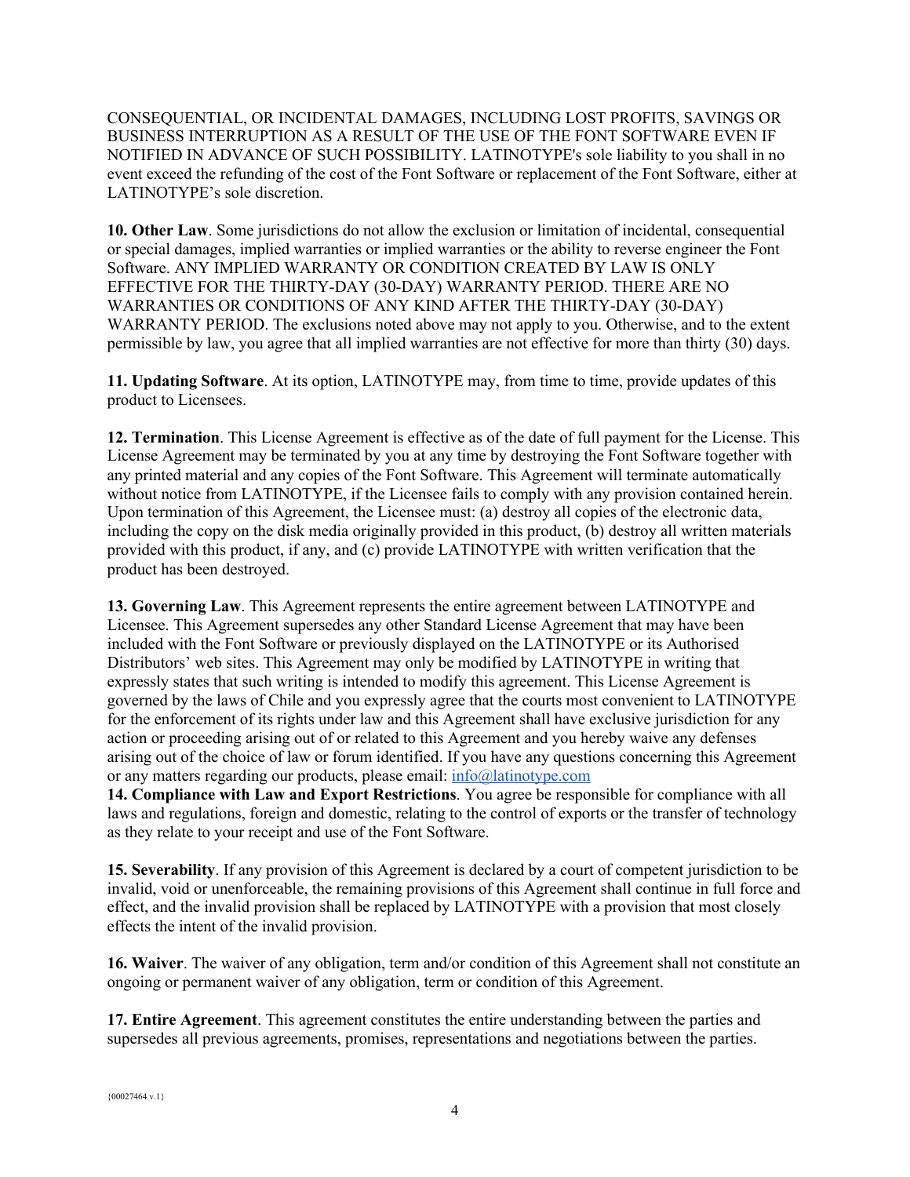CONSEQUENTIAL, OR INCIDENTAL DAMAGES, INCLUDING LOST PROFITS, SAVINGS OR BUSINESS INTERRUPTION AS A RESULT OF THE USE OF THE FONT SOFTWARE EVEN IF NOTIFIED IN ADVANCE OF SUCH POSSIBILITY. LATINOTYPE's sole liability to you shall in no event exceed the refunding of the cost of the Font Software or replacement of the Font Software, either at LATINOTYPE's sole discretion.

**10. Other Law**. Some jurisdictions do not allow the exclusion or limitation of incidental, consequential or special damages, implied warranties or implied warranties or the ability to reverse engineer the Font Software. ANY IMPLIED WARRANTY OR CONDITION CREATED BY LAW IS ONLY EFFECTIVE FOR THE THIRTY-DAY (30-DAY) WARRANTY PERIOD. THERE ARE NO WARRANTIES OR CONDITIONS OF ANY KIND AFTER THE THIRTY-DAY (30-DAY) WARRANTY PERIOD. The exclusions noted above may not apply to you. Otherwise, and to the extent permissible by law, you agree that all implied warranties are not effective for more than thirty (30) days.

**11. Updating Software**. At its option, LATINOTYPE may, from time to time, provide updates of this product to Licensees.

**12. Termination**. This License Agreement is effective as of the date of full payment for the License. This License Agreement may be terminated by you at any time by destroying the Font Software together with any printed material and any copies of the Font Software. This Agreement will terminate automatically without notice from LATINOTYPE, if the Licensee fails to comply with any provision contained herein. Upon termination of this Agreement, the Licensee must: (a) destroy all copies of the electronic data, including the copy on the disk media originally provided in this product, (b) destroy all written materials provided with this product, if any, and (c) provide LATINOTYPE with written verification that the product has been destroyed.

**13. Governing Law**. This Agreement represents the entire agreement between LATINOTYPE and Licensee. This Agreement supersedes any other Standard License Agreement that may have been included with the Font Software or previously displayed on the LATINOTYPE or its Authorised Distributors' web sites. This Agreement may only be modified by LATINOTYPE in writing that expressly states that such writing is intended to modify this agreement. This License Agreement is governed by the laws of Chile and you expressly agree that the courts most convenient to LATINOTYPE for the enforcement of its rights under law and this Agreement shall have exclusive jurisdiction for any action or proceeding arising out of or related to this Agreement and you hereby waive any defenses arising out of the choice of law or forum identified. If you have any questions concerning this Agreement or any matters regarding our products, please email: info@latinotype.com

**14. Compliance with Law and Export Restrictions**. You agree be responsible for compliance with all laws and regulations, foreign and domestic, relating to the control of exports or the transfer of technology as they relate to your receipt and use of the Font Software.

**15. Severability**. If any provision of this Agreement is declared by a court of competent jurisdiction to be invalid, void or unenforceable, the remaining provisions of this Agreement shall continue in full force and effect, and the invalid provision shall be replaced by LATINOTYPE with a provision that most closely effects the intent of the invalid provision.

**16. Waiver**. The waiver of any obligation, term and/or condition of this Agreement shall not constitute an ongoing or permanent waiver of any obligation, term or condition of this Agreement.

**17. Entire Agreement**. This agreement constitutes the entire understanding between the parties and supersedes all previous agreements, promises, representations and negotiations between the parties.

{00027464 v.1}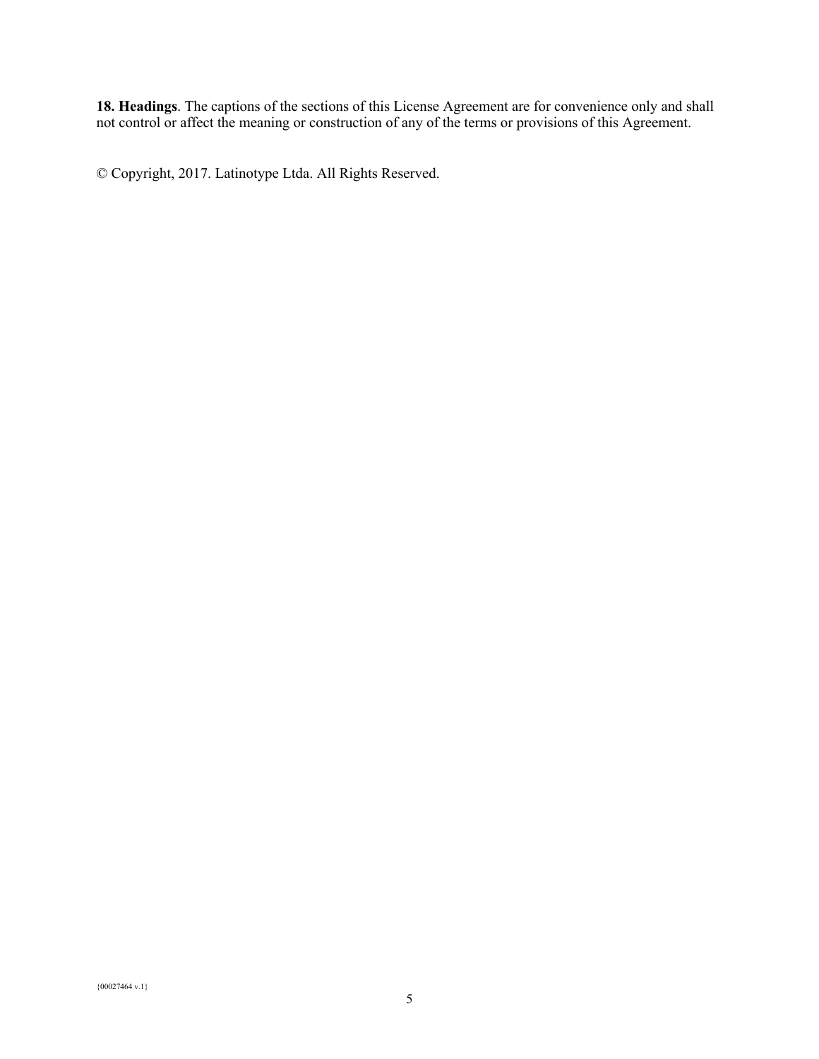**18. Headings**. The captions of the sections of this License Agreement are for convenience only and shall not control or affect the meaning or construction of any of the terms or provisions of this Agreement.

© Copyright, 2017. Latinotype Ltda. All Rights Reserved.